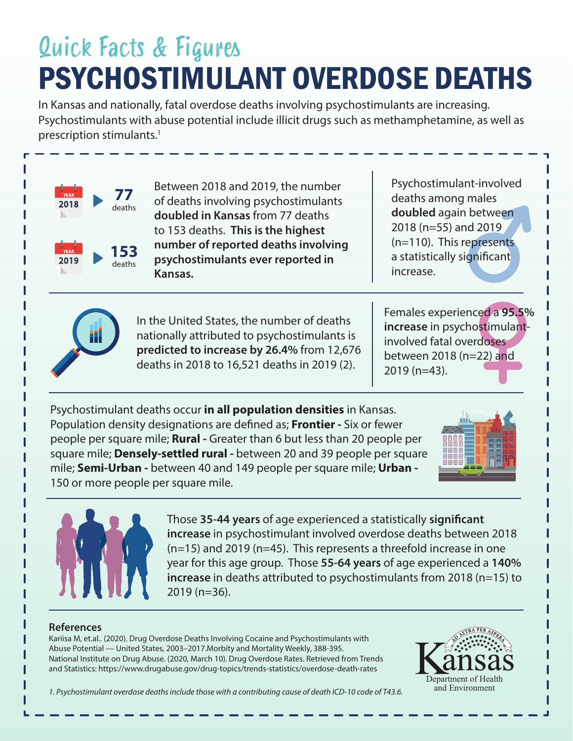# Quick Facts & Figures

# PSYCHOSTIMULANT OVERDOSE DEATHS

In Kansas and nationally, fatal overdose deaths involving psychostimulants are increasing. Psychostimulants with abuse potential include illicit drugs such as methamphetamine, as well as prescription stimulants.[1]

YEAR 2018 ▶ **77** deaths

YEAR 2019 ▶ **153** deaths

Between 2018 and 2019, the number of deaths involving psychostimulants **doubled in Kansas** from 77 deaths to 153 deaths. **This is the highest number of reported deaths involving psychostimulants ever reported in Kansas.**

Psychostimulant-involved deaths among males **doubled** again between 2018 (n=55) and 2019 (n=110). This represents a statistically significant increase.

In the United States, the number of deaths nationally attributed to psychostimulants is **predicted to increase by 26.4%** from 12,676 deaths in 2018 to 16,521 deaths in 2019 (2).

Females experienced a **95.5% increase** in psychostimulant-involved fatal overdoses between 2018 (n=22) and 2019 (n=43).

Psychostimulant deaths occur **in all population densities** in Kansas. Population density designations are defined as; **Frontier -** Six or fewer people per square mile; **Rural -** Greater than 6 but less than 20 people per square mile; **Densely-settled rural -** between 20 and 39 people per square mile; **Semi-Urban -** between 40 and 149 people per square mile; **Urban -** 150 or more people per square mile.

Those **35-44 years** of age experienced a statistically **significant increase** in psychostimulant involved overdose deaths between 2018 (n=15) and 2019 (n=45). This represents a threefold increase in one year for this age group. Those **55-64 years** of age experienced a **140% increase** in deaths attributed to psychostimulants from 2018 (n=15) to 2019 (n=36).

## References

Kariisa M, et.al.. (2020). Drug Overdose Deaths Involving Cocaine and Psychostimulants with Abuse Potential — United States, 2003–2017.Morbity and Mortality Weekly, 388-395.
National Institute on Drug Abuse. (2020, March 10). Drug Overdose Rates. Retrieved from Trends and Statistics: https://www.drugabuse.gov/drug-topics/trends-statistics/overdose-death-rates

*1. Psychostimulant overdose deaths include those with a contributing cause of death ICD-10 code of T43.6.*

Kansas Department of Health and Environment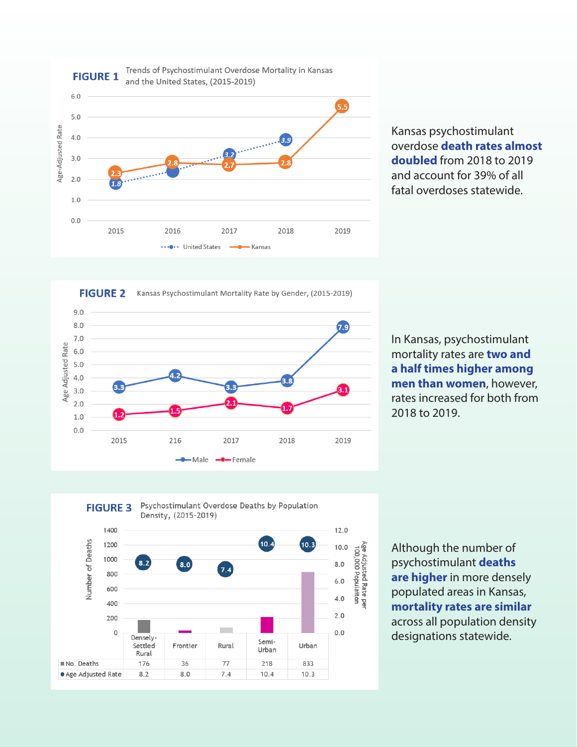**FIGURE 1** Trends of Psychostimulant Overdose Mortality in Kansas and the United States, (2015-2019)

Age-Adjusted Rate

6.0
5.0
4.0
3.0
2.0
1.0
0.0

2015 2016 2017 2018 2019

1.8 3.2 3.9
2.3 2.8 2.7 2.8 5.5

United States  Kansas

Kansas psychostimulant overdose **death rates almost doubled** from 2018 to 2019 and account for 39% of all fatal overdoses statewide.

**FIGURE 2** Kansas Psychostimulant Mortality Rate by Gender, (2015-2019)

Age Adjusted Rate

9.0
8.0
7.0
6.0
5.0
4.0
3.0
2.0
1.0
0.0

2015 216 2017 2018 2019

3.3 4.2 3.3 3.8 7.9
1.2 1.5 2.1 1.7 3.1

Male  Female

In Kansas, psychostimulant mortality rates are **two and a half times higher among men than women**, however, rates increased for both from 2018 to 2019.

**FIGURE 3** Psychostimulant Overdose Deaths by Population Density, (2015-2019)

Number of Deaths

1400
1200
1000
800
600
400
200
0

Age Adjusted Rate per 100,000 Population

12.0
10.0
8.0
6.0
4.0
2.0
0.0

8.2 8.0 7.4 10.4 10.3

| | Densely-Settled Rural | Frontier | Rural | Semi-Urban | Urban |
|---|---|---|---|---|---|
| No. Deaths | 176 | 36 | 77 | 218 | 833 |
| Age Adjusted Rate | 8.2 | 8.0 | 7.4 | 10.4 | 10.3 |

Although the number of psychostimulant **deaths are higher** in more densely populated areas in Kansas, **mortality rates are similar** across all population density designations statewide.